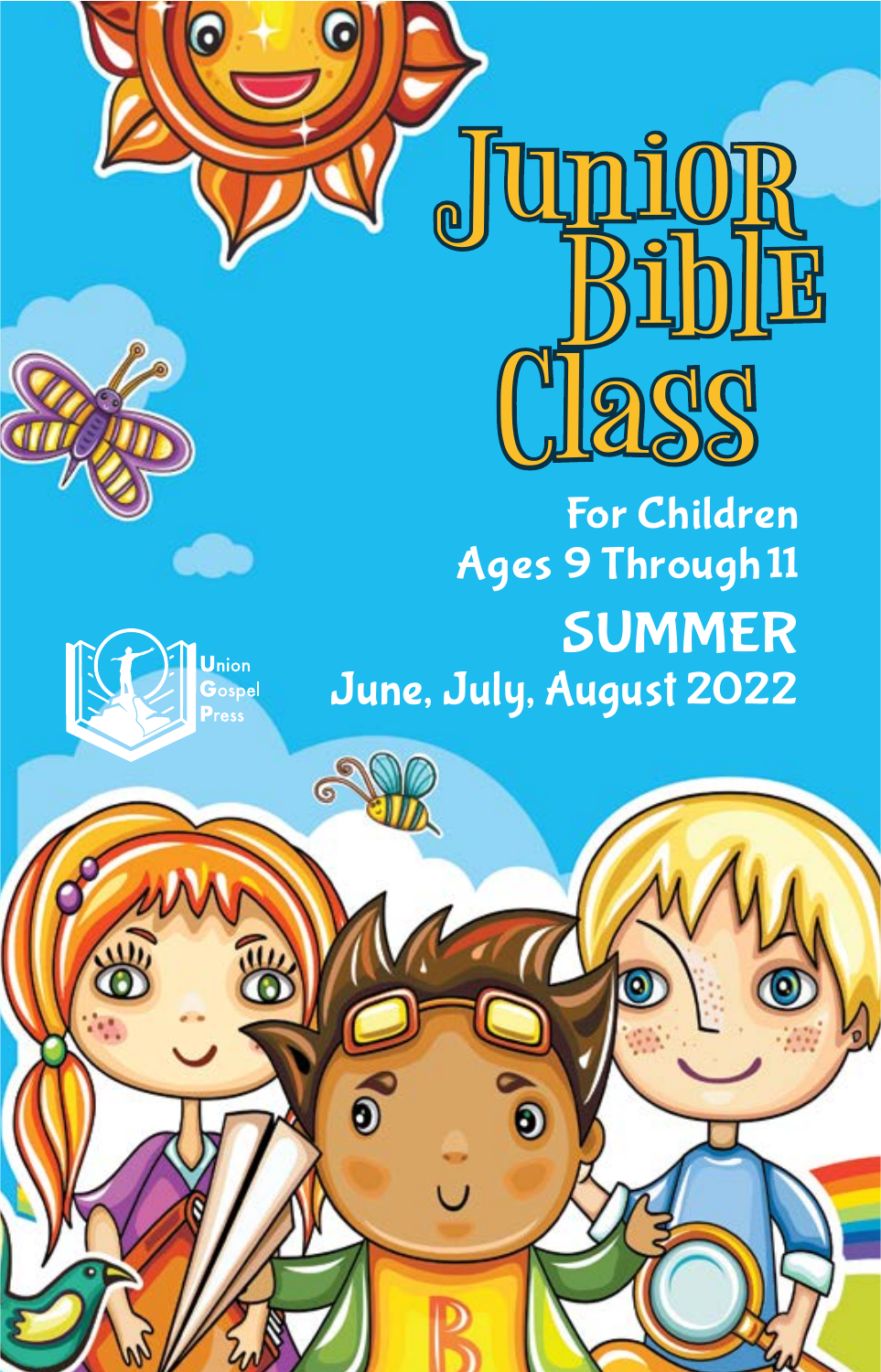# Junior Bible Class

For Children
Ages 9 Through 11

## SUMMER

June, July, August 2022

Union Gospel Press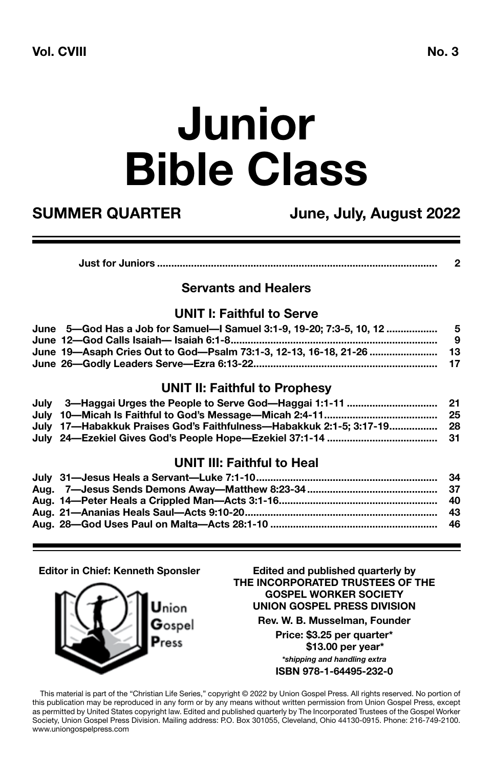Vol. CVIII No. 3

# Junior Bible Class

## SUMMER QUARTER June, July, August 2022

Just for Juniors .................................................................................................. 2

### Servants and Healers

#### UNIT I: Faithful to Serve

June 5—God Has a Job for Samuel—I Samuel 3:1-9, 19-20; 7:3-5, 10, 12 ................. 5
June 12—God Calls Isaiah— Isaiah 6:1-8........................................................................ 9
June 19—Asaph Cries Out to God—Psalm 73:1-3, 12-13, 16-18, 21-26 ....................... 13
June 26—Godly Leaders Serve—Ezra 6:13-22................................................................ 17

#### UNIT II: Faithful to Prophesy

July 3—Haggai Urges the People to Serve God—Haggai 1:1-11 ............................... 21
July 10—Micah Is Faithful to God's Message—Micah 2:4-11....................................... 25
July 17—Habakkuk Praises God's Faithfulness—Habakkuk 2:1-5; 3:17-19................. 28
July 24—Ezekiel Gives God's People Hope—Ezekiel 37:1-14 ...................................... 31

#### UNIT III: Faithful to Heal

July 31—Jesus Heals a Servant—Luke 7:1-10.............................................................. 34
Aug. 7—Jesus Sends Demons Away—Matthew 8:23-34 ............................................. 37
Aug. 14—Peter Heals a Crippled Man—Acts 3:1-16....................................................... 40
Aug. 21—Ananias Heals Saul—Acts 9:10-20................................................................... 43
Aug. 28—God Uses Paul on Malta—Acts 28:1-10 .......................................................... 46

**Editor in Chief: Kenneth Sponsler**

Union Gospel Press

**Edited and published quarterly by**
**THE INCORPORATED TRUSTEES OF THE GOSPEL WORKER SOCIETY**
**UNION GOSPEL PRESS DIVISION**
**Rev. W. B. Musselman, Founder**
**Price: $3.25 per quarter***
**$13.00 per year***
***shipping and handling extra***
**ISBN 978-1-64495-232-0**

This material is part of the "Christian Life Series," copyright © 2022 by Union Gospel Press. All rights reserved. No portion of this publication may be reproduced in any form or by any means without written permission from Union Gospel Press, except as permitted by United States copyright law. Edited and published quarterly by The Incorporated Trustees of the Gospel Worker Society, Union Gospel Press Division. Mailing address: P.O. Box 301055, Cleveland, Ohio 44130-0915. Phone: 216-749-2100. www.uniongospelpress.com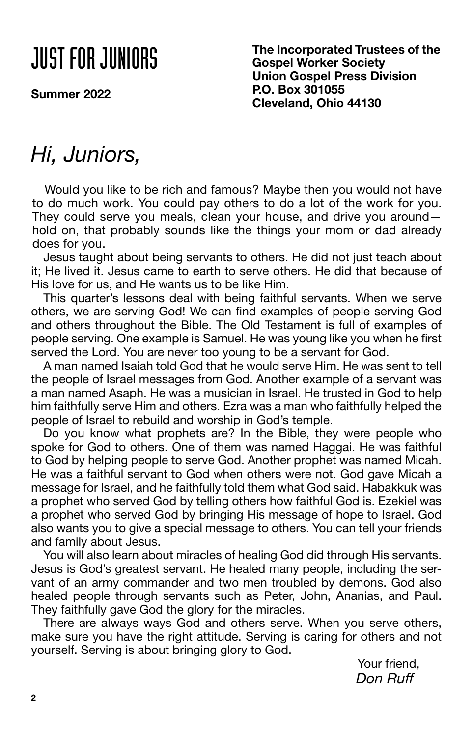# JUST FOR JUNIORS

**Summer 2022**

**The Incorporated Trustees of the Gospel Worker Society**
**Union Gospel Press Division**
**P.O. Box 301055**
**Cleveland, Ohio 44130**

## *Hi, Juniors,*

Would you like to be rich and famous? Maybe then you would not have to do much work. You could pay others to do a lot of the work for you. They could serve you meals, clean your house, and drive you around—hold on, that probably sounds like the things your mom or dad already does for you.

Jesus taught about being servants to others. He did not just teach about it; He lived it. Jesus came to earth to serve others. He did that because of His love for us, and He wants us to be like Him.

This quarter's lessons deal with being faithful servants. When we serve others, we are serving God! We can find examples of people serving God and others throughout the Bible. The Old Testament is full of examples of people serving. One example is Samuel. He was young like you when he first served the Lord. You are never too young to be a servant for God.

A man named Isaiah told God that he would serve Him. He was sent to tell the people of Israel messages from God. Another example of a servant was a man named Asaph. He was a musician in Israel. He trusted in God to help him faithfully serve Him and others. Ezra was a man who faithfully helped the people of Israel to rebuild and worship in God's temple.

Do you know what prophets are? In the Bible, they were people who spoke for God to others. One of them was named Haggai. He was faithful to God by helping people to serve God. Another prophet was named Micah. He was a faithful servant to God when others were not. God gave Micah a message for Israel, and he faithfully told them what God said. Habakkuk was a prophet who served God by telling others how faithful God is. Ezekiel was a prophet who served God by bringing His message of hope to Israel. God also wants you to give a special message to others. You can tell your friends and family about Jesus.

You will also learn about miracles of healing God did through His servants. Jesus is God's greatest servant. He healed many people, including the servant of an army commander and two men troubled by demons. God also healed people through servants such as Peter, John, Ananias, and Paul. They faithfully gave God the glory for the miracles.

There are always ways God and others serve. When you serve others, make sure you have the right attitude. Serving is caring for others and not yourself. Serving is about bringing glory to God.

Your friend,
*Don Ruff*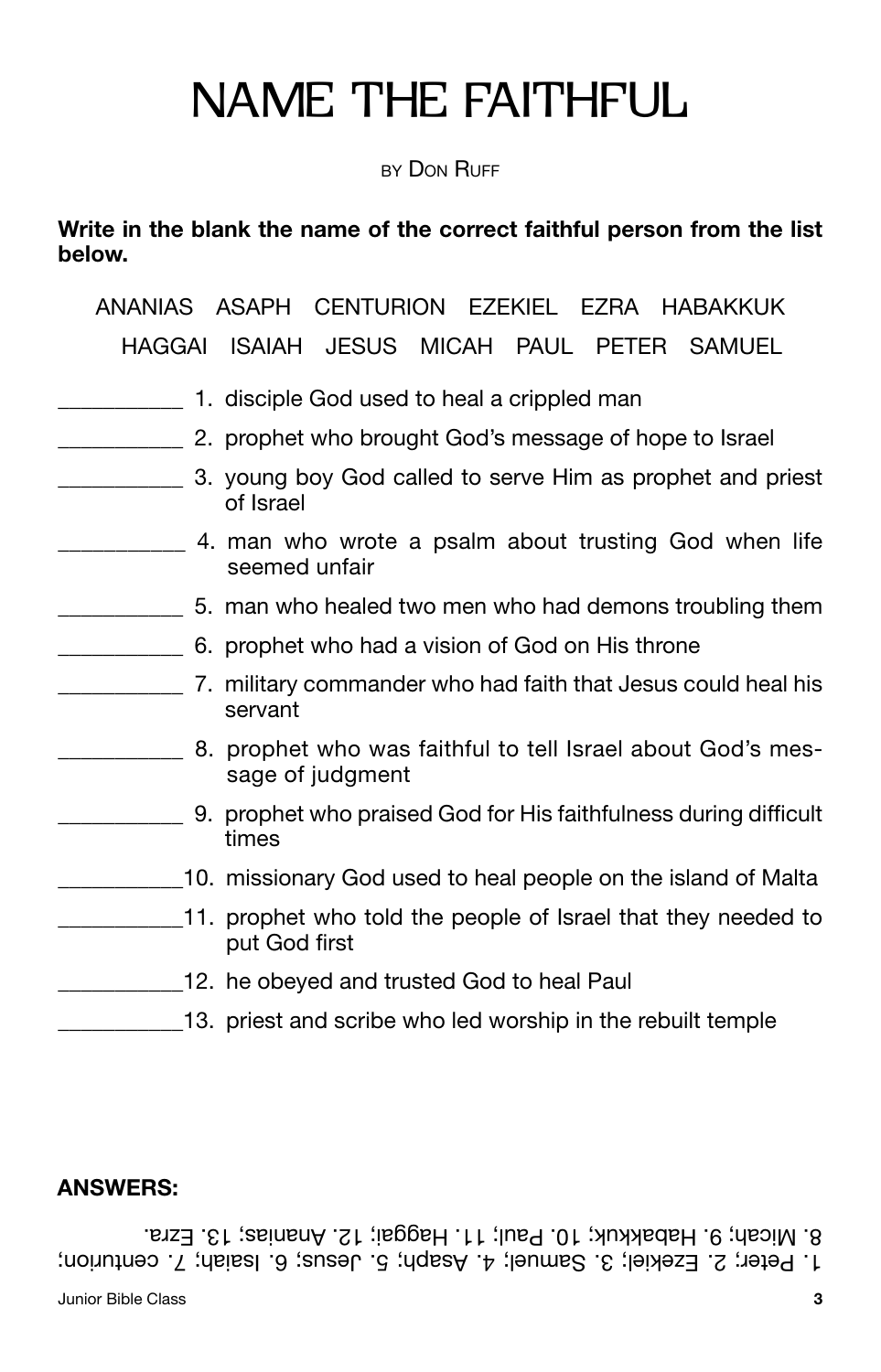# NAME THE FAITHFUL

BY DON RUFF

**Write in the blank the name of the correct faithful person from the list below.**

ANANIAS ASAPH CENTURION EZEKIEL EZRA HABAKKUK

HAGGAI ISAIAH JESUS MICAH PAUL PETER SAMUEL

__________ 1. disciple God used to heal a crippled man

__________ 2. prophet who brought God's message of hope to Israel

__________ 3. young boy God called to serve Him as prophet and priest of Israel

__________ 4. man who wrote a psalm about trusting God when life seemed unfair

__________ 5. man who healed two men who had demons troubling them

__________ 6. prophet who had a vision of God on His throne

__________ 7. military commander who had faith that Jesus could heal his servant

__________ 8. prophet who was faithful to tell Israel about God's message of judgment

__________ 9. prophet who praised God for His faithfulness during difficult times

__________10. missionary God used to heal people on the island of Malta

__________11. prophet who told the people of Israel that they needed to put God first

__________12. he obeyed and trusted God to heal Paul

__________13. priest and scribe who led worship in the rebuilt temple

**ANSWERS:**

1. Peter; 2. Ezekiel; 3. Samuel; 4. Asaph; 5. Jesus; 6. Isaiah; 7. centurion; 8. Micah; 9. Habakkuk; 10. Paul; 11. Haggai; 12. Ananias; 13. Ezra.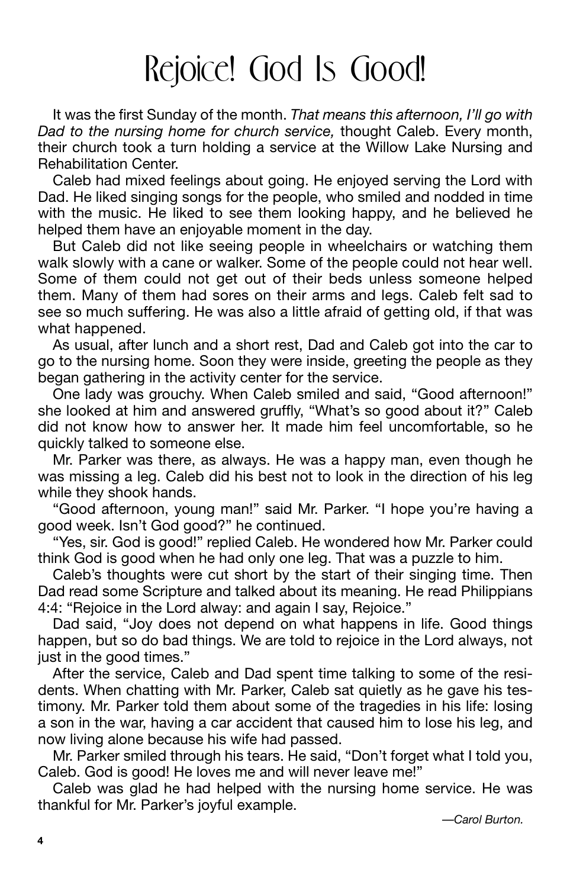# Rejoice! God Is Good!

It was the first Sunday of the month. *That means this afternoon, I'll go with Dad to the nursing home for church service,* thought Caleb. Every month, their church took a turn holding a service at the Willow Lake Nursing and Rehabilitation Center.

Caleb had mixed feelings about going. He enjoyed serving the Lord with Dad. He liked singing songs for the people, who smiled and nodded in time with the music. He liked to see them looking happy, and he believed he helped them have an enjoyable moment in the day.

But Caleb did not like seeing people in wheelchairs or watching them walk slowly with a cane or walker. Some of the people could not hear well. Some of them could not get out of their beds unless someone helped them. Many of them had sores on their arms and legs. Caleb felt sad to see so much suffering. He was also a little afraid of getting old, if that was what happened.

As usual, after lunch and a short rest, Dad and Caleb got into the car to go to the nursing home. Soon they were inside, greeting the people as they began gathering in the activity center for the service.

One lady was grouchy. When Caleb smiled and said, "Good afternoon!" she looked at him and answered gruffly, "What's so good about it?" Caleb did not know how to answer her. It made him feel uncomfortable, so he quickly talked to someone else.

Mr. Parker was there, as always. He was a happy man, even though he was missing a leg. Caleb did his best not to look in the direction of his leg while they shook hands.

"Good afternoon, young man!" said Mr. Parker. "I hope you're having a good week. Isn't God good?" he continued.

"Yes, sir. God is good!" replied Caleb. He wondered how Mr. Parker could think God is good when he had only one leg. That was a puzzle to him.

Caleb's thoughts were cut short by the start of their singing time. Then Dad read some Scripture and talked about its meaning. He read Philippians 4:4: "Rejoice in the Lord alway: and again I say, Rejoice."

Dad said, "Joy does not depend on what happens in life. Good things happen, but so do bad things. We are told to rejoice in the Lord always, not just in the good times."

After the service, Caleb and Dad spent time talking to some of the residents. When chatting with Mr. Parker, Caleb sat quietly as he gave his testimony. Mr. Parker told them about some of the tragedies in his life: losing a son in the war, having a car accident that caused him to lose his leg, and now living alone because his wife had passed.

Mr. Parker smiled through his tears. He said, "Don't forget what I told you, Caleb. God is good! He loves me and will never leave me!"

Caleb was glad he had helped with the nursing home service. He was thankful for Mr. Parker's joyful example.

*—Carol Burton.*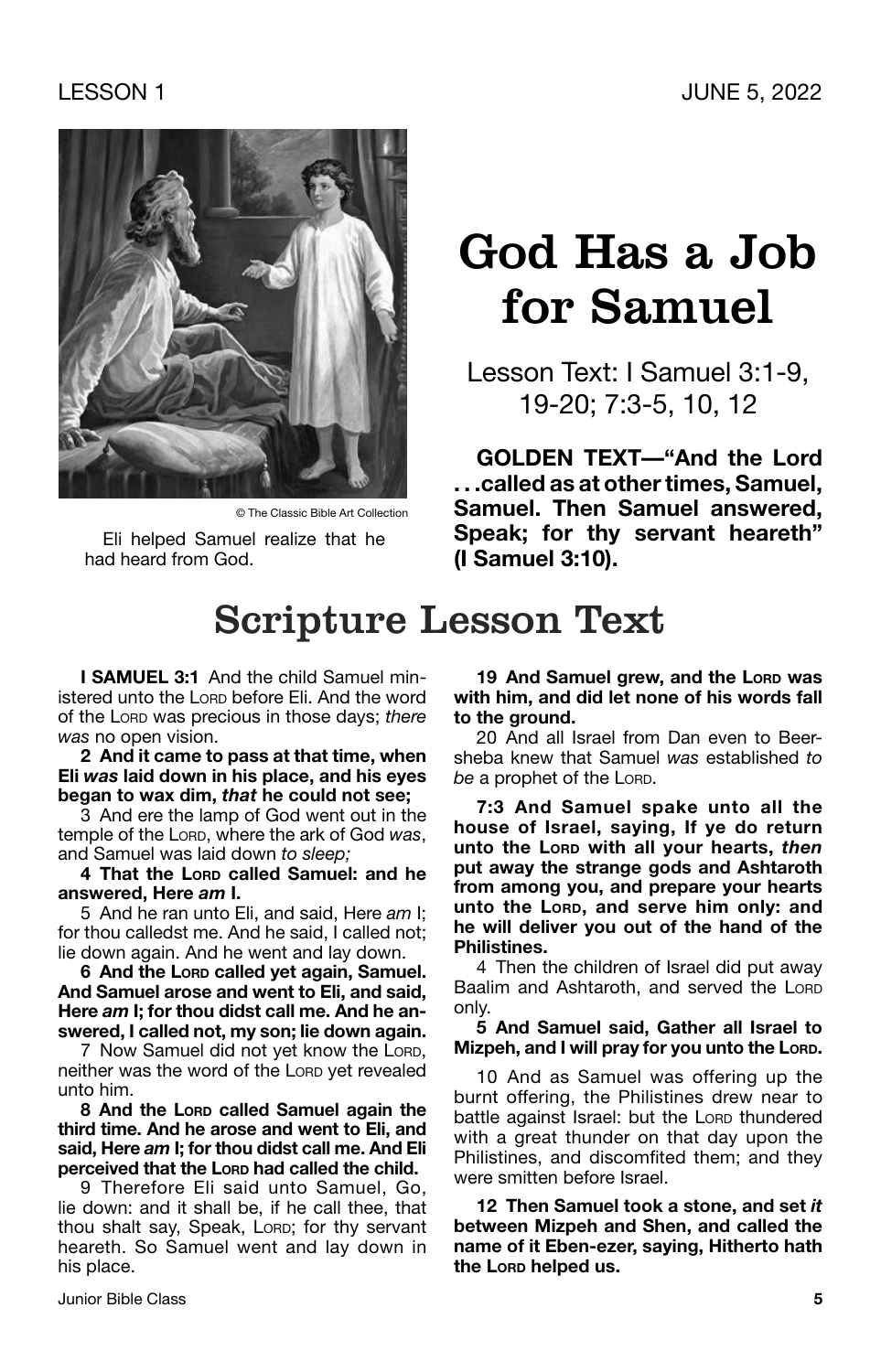# God Has a Job for Samuel

Lesson Text: I Samuel 3:1-9, 19-20; 7:3-5, 10, 12

© The Classic Bible Art Collection

Eli helped Samuel realize that he had heard from God.

**GOLDEN TEXT—"And the Lord . . .called as at other times, Samuel, Samuel. Then Samuel answered, Speak; for thy servant heareth" (I Samuel 3:10).**

## Scripture Lesson Text

**I SAMUEL 3:1** And the child Samuel ministered unto the LORD before Eli. And the word of the LORD was precious in those days; *there was* no open vision.

**2 And it came to pass at that time, when Eli *was* laid down in his place, and his eyes began to wax dim, *that* he could not see;**

3 And ere the lamp of God went out in the temple of the LORD, where the ark of God *was*, and Samuel was laid down *to sleep;*

**4 That the LORD called Samuel: and he answered, Here *am* I.**

5 And he ran unto Eli, and said, Here *am* I; for thou calledst me. And he said, I called not; lie down again. And he went and lay down.

**6 And the LORD called yet again, Samuel. And Samuel arose and went to Eli, and said, Here *am* I; for thou didst call me. And he answered, I called not, my son; lie down again.**

7 Now Samuel did not yet know the LORD, neither was the word of the LORD yet revealed unto him.

**8 And the LORD called Samuel again the third time. And he arose and went to Eli, and said, Here *am* I; for thou didst call me. And Eli perceived that the LORD had called the child.**

9 Therefore Eli said unto Samuel, Go, lie down: and it shall be, if he call thee, that thou shalt say, Speak, LORD; for thy servant heareth. So Samuel went and lay down in his place.

**19 And Samuel grew, and the LORD was with him, and did let none of his words fall to the ground.**

20 And all Israel from Dan even to Beersheba knew that Samuel *was* established *to be* a prophet of the LORD.

**7:3 And Samuel spake unto all the house of Israel, saying, If ye do return unto the LORD with all your hearts, *then* put away the strange gods and Ashtaroth from among you, and prepare your hearts unto the LORD, and serve him only: and he will deliver you out of the hand of the Philistines.**

4 Then the children of Israel did put away Baalim and Ashtaroth, and served the LORD only.

**5 And Samuel said, Gather all Israel to Mizpeh, and I will pray for you unto the LORD.**

10 And as Samuel was offering up the burnt offering, the Philistines drew near to battle against Israel: but the LORD thundered with a great thunder on that day upon the Philistines, and discomfited them; and they were smitten before Israel.

**12 Then Samuel took a stone, and set *it* between Mizpeh and Shen, and called the name of it Eben-ezer, saying, Hitherto hath the LORD helped us.**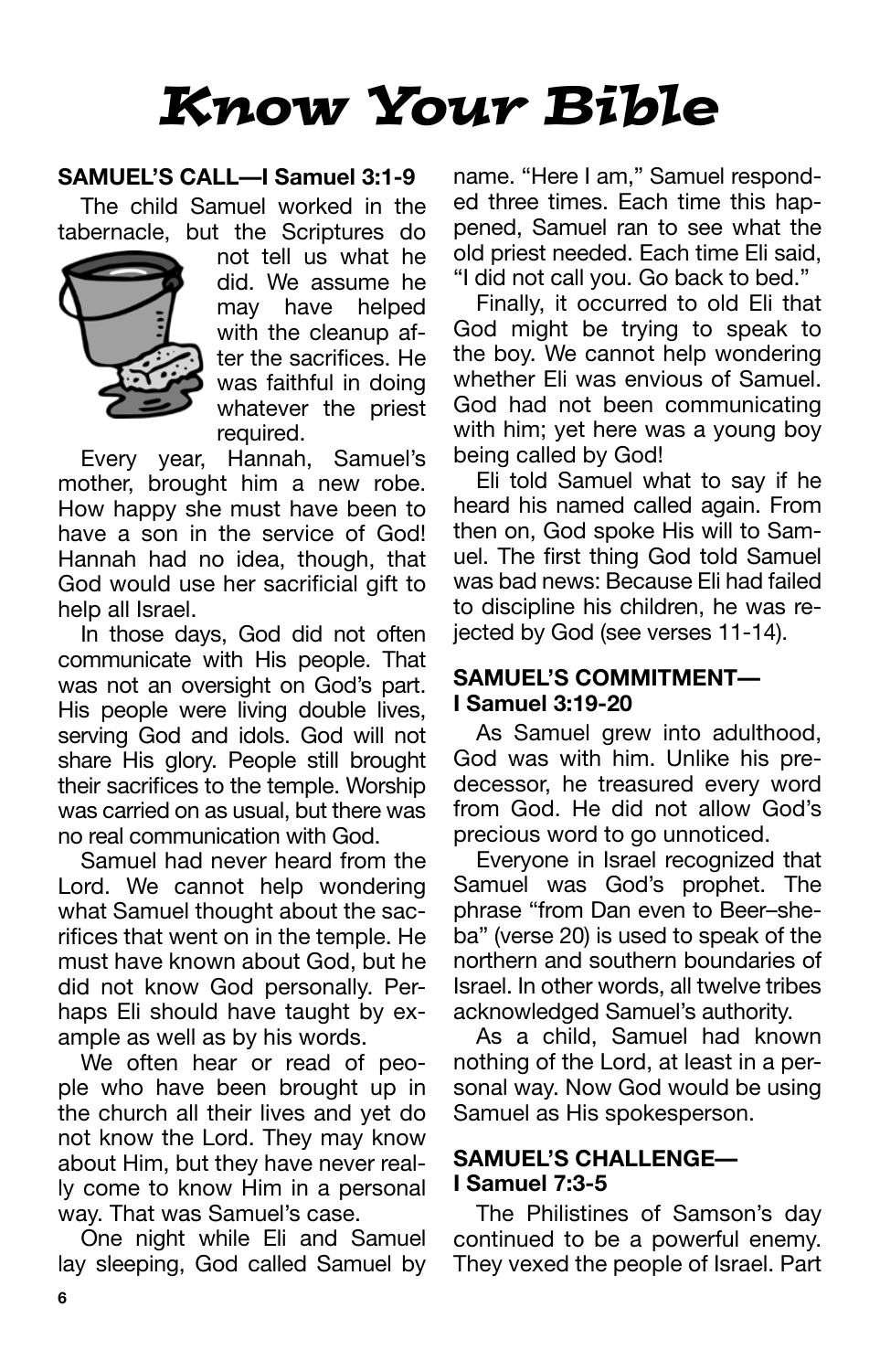# Know Your Bible

### SAMUEL'S CALL—I Samuel 3:1-9

The child Samuel worked in the tabernacle, but the Scriptures do not tell us what he did. We assume he may have helped with the cleanup after the sacrifices. He was faithful in doing whatever the priest required.

Every year, Hannah, Samuel's mother, brought him a new robe. How happy she must have been to have a son in the service of God! Hannah had no idea, though, that God would use her sacrificial gift to help all Israel.

In those days, God did not often communicate with His people. That was not an oversight on God's part. His people were living double lives, serving God and idols. God will not share His glory. People still brought their sacrifices to the temple. Worship was carried on as usual, but there was no real communication with God.

Samuel had never heard from the Lord. We cannot help wondering what Samuel thought about the sacrifices that went on in the temple. He must have known about God, but he did not know God personally. Perhaps Eli should have taught by example as well as by his words.

We often hear or read of people who have been brought up in the church all their lives and yet do not know the Lord. They may know about Him, but they have never really come to know Him in a personal way. That was Samuel's case.

One night while Eli and Samuel lay sleeping, God called Samuel by name. "Here I am," Samuel responded three times. Each time this happened, Samuel ran to see what the old priest needed. Each time Eli said, "I did not call you. Go back to bed."

Finally, it occurred to old Eli that God might be trying to speak to the boy. We cannot help wondering whether Eli was envious of Samuel. God had not been communicating with him; yet here was a young boy being called by God!

Eli told Samuel what to say if he heard his named called again. From then on, God spoke His will to Samuel. The first thing God told Samuel was bad news: Because Eli had failed to discipline his children, he was rejected by God (see verses 11-14).

### SAMUEL'S COMMITMENT—I Samuel 3:19-20

As Samuel grew into adulthood, God was with him. Unlike his predecessor, he treasured every word from God. He did not allow God's precious word to go unnoticed.

Everyone in Israel recognized that Samuel was God's prophet. The phrase "from Dan even to Beer–sheba" (verse 20) is used to speak of the northern and southern boundaries of Israel. In other words, all twelve tribes acknowledged Samuel's authority.

As a child, Samuel had known nothing of the Lord, at least in a personal way. Now God would be using Samuel as His spokesperson.

### SAMUEL'S CHALLENGE—I Samuel 7:3-5

The Philistines of Samson's day continued to be a powerful enemy. They vexed the people of Israel. Part